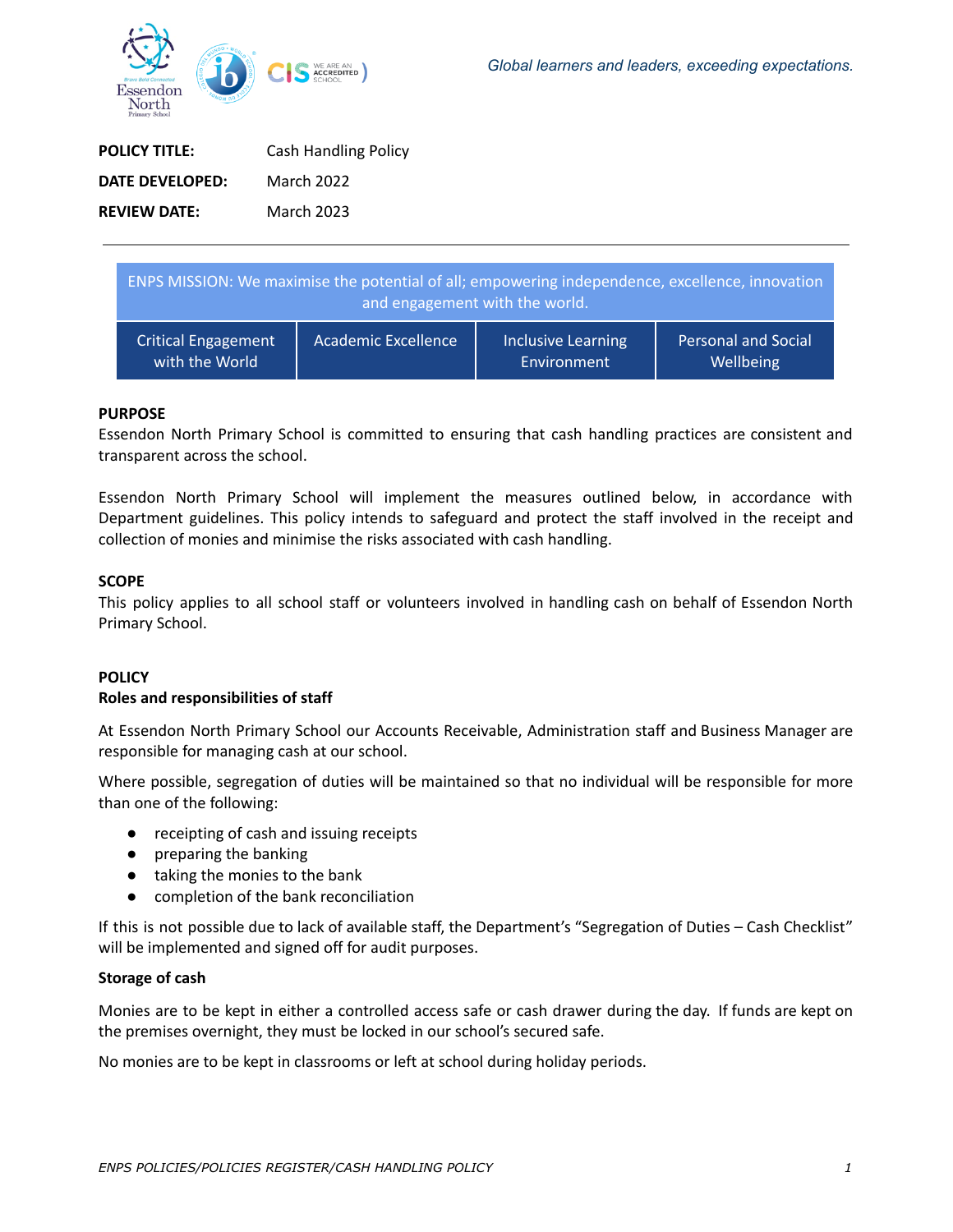Global learners and leaders, exceeding expectations.

| | |
|---|---|
| **POLICY TITLE:** | Cash Handling Policy |
| **DATE DEVELOPED:** | March 2022 |
| **REVIEW DATE:** | March 2023 |

---

| ENPS MISSION: We maximise the potential of all; empowering independence, excellence, innovation and engagement with the world. | | | |
|---|---|---|---|
| Critical Engagement with the World | Academic Excellence | Inclusive Learning Environment | Personal and Social Wellbeing |

## PURPOSE

Essendon North Primary School is committed to ensuring that cash handling practices are consistent and transparent across the school.

Essendon North Primary School will implement the measures outlined below, in accordance with Department guidelines. This policy intends to safeguard and protect the staff involved in the receipt and collection of monies and minimise the risks associated with cash handling.

## SCOPE

This policy applies to all school staff or volunteers involved in handling cash on behalf of Essendon North Primary School.

## POLICY

### Roles and responsibilities of staff

At Essendon North Primary School our Accounts Receivable, Administration staff and Business Manager are responsible for managing cash at our school.

Where possible, segregation of duties will be maintained so that no individual will be responsible for more than one of the following:

- receipting of cash and issuing receipts
- preparing the banking
- taking the monies to the bank
- completion of the bank reconciliation

If this is not possible due to lack of available staff, the Department's "Segregation of Duties – Cash Checklist" will be implemented and signed off for audit purposes.

### Storage of cash

Monies are to be kept in either a controlled access safe or cash drawer during the day. If funds are kept on the premises overnight, they must be locked in our school's secured safe.

No monies are to be kept in classrooms or left at school during holiday periods.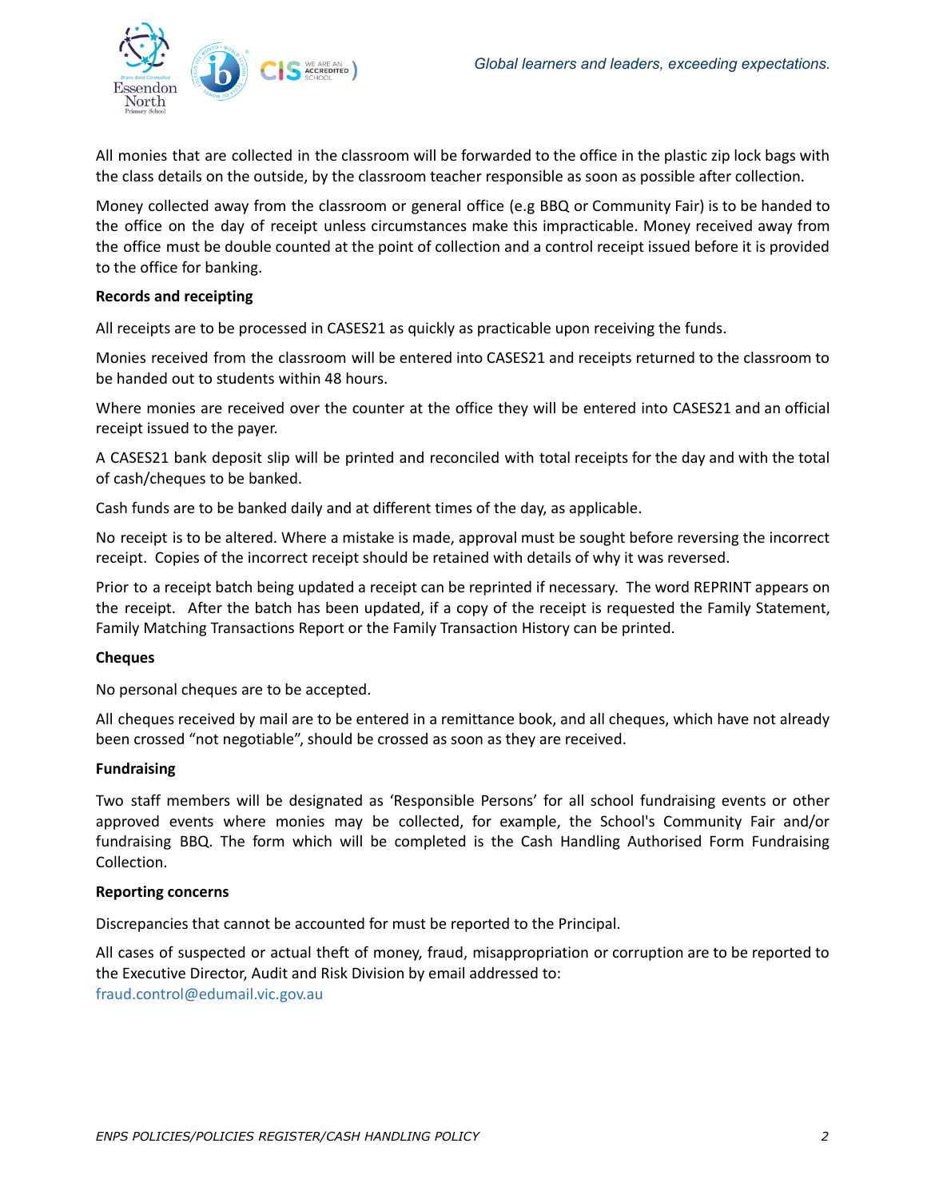All monies that are collected in the classroom will be forwarded to the office in the plastic zip lock bags with the class details on the outside, by the classroom teacher responsible as soon as possible after collection.

Money collected away from the classroom or general office (e.g BBQ or Community Fair) is to be handed to the office on the day of receipt unless circumstances make this impracticable. Money received away from the office must be double counted at the point of collection and a control receipt issued before it is provided to the office for banking.

**Records and receipting**

All receipts are to be processed in CASES21 as quickly as practicable upon receiving the funds.

Monies received from the classroom will be entered into CASES21 and receipts returned to the classroom to be handed out to students within 48 hours.

Where monies are received over the counter at the office they will be entered into CASES21 and an official receipt issued to the payer.

A CASES21 bank deposit slip will be printed and reconciled with total receipts for the day and with the total of cash/cheques to be banked.

Cash funds are to be banked daily and at different times of the day, as applicable.

No receipt is to be altered. Where a mistake is made, approval must be sought before reversing the incorrect receipt. Copies of the incorrect receipt should be retained with details of why it was reversed.

Prior to a receipt batch being updated a receipt can be reprinted if necessary. The word REPRINT appears on the receipt. After the batch has been updated, if a copy of the receipt is requested the Family Statement, Family Matching Transactions Report or the Family Transaction History can be printed.

**Cheques**

No personal cheques are to be accepted.

All cheques received by mail are to be entered in a remittance book, and all cheques, which have not already been crossed "not negotiable", should be crossed as soon as they are received.

**Fundraising**

Two staff members will be designated as 'Responsible Persons' for all school fundraising events or other approved events where monies may be collected, for example, the School's Community Fair and/or fundraising BBQ. The form which will be completed is the Cash Handling Authorised Form Fundraising Collection.

**Reporting concerns**

Discrepancies that cannot be accounted for must be reported to the Principal.

All cases of suspected or actual theft of money, fraud, misappropriation or corruption are to be reported to the Executive Director, Audit and Risk Division by email addressed to: fraud.control@edumail.vic.gov.au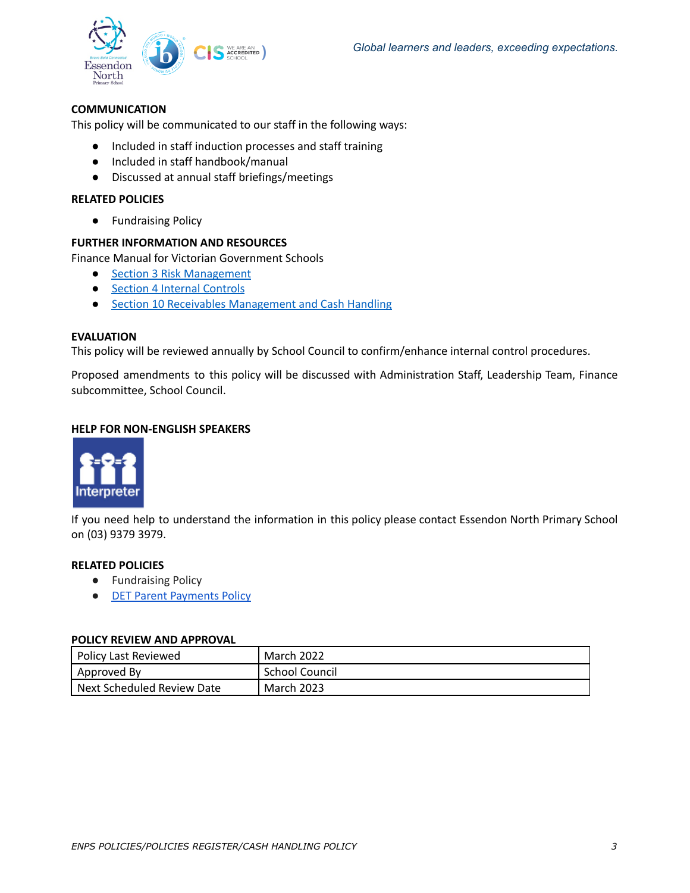## COMMUNICATION

This policy will be communicated to our staff in the following ways:

- Included in staff induction processes and staff training
- Included in staff handbook/manual
- Discussed at annual staff briefings/meetings

## RELATED POLICIES

- Fundraising Policy

## FURTHER INFORMATION AND RESOURCES

Finance Manual for Victorian Government Schools

- Section 3 Risk Management
- Section 4 Internal Controls
- Section 10 Receivables Management and Cash Handling

## EVALUATION

This policy will be reviewed annually by School Council to confirm/enhance internal control procedures.

Proposed amendments to this policy will be discussed with Administration Staff, Leadership Team, Finance subcommittee, School Council.

## HELP FOR NON-ENGLISH SPEAKERS

Interpreter

If you need help to understand the information in this policy please contact Essendon North Primary School on (03) 9379 3979.

## RELATED POLICIES

- Fundraising Policy
- DET Parent Payments Policy

## POLICY REVIEW AND APPROVAL

| | |
|---|---|
| Policy Last Reviewed | March 2022 |
| Approved By | School Council |
| Next Scheduled Review Date | March 2023 |